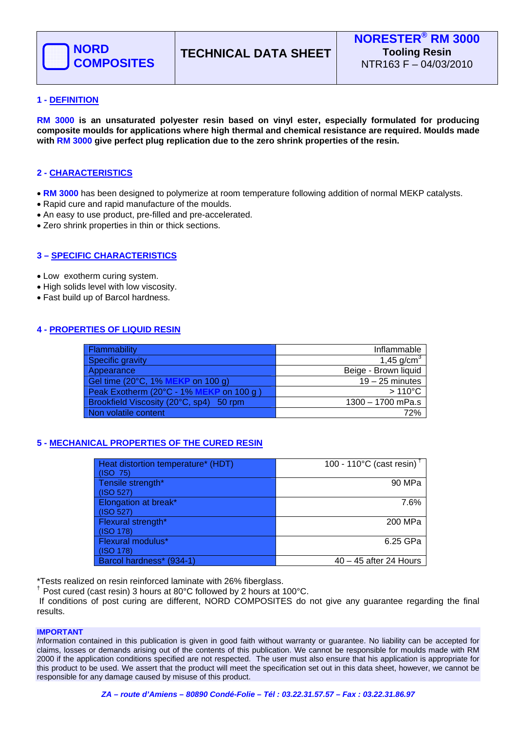| NORD COMPOSITES | TECHNICAL DATA SHEET | NORESTER® RM 3000<br>Tooling Resin<br>NTR163 F – 04/03/2010 |
|---|---|---|

## 1 - DEFINITION

**RM 3000 is an unsaturated polyester resin based on vinyl ester, especially formulated for producing composite moulds for applications where high thermal and chemical resistance are required. Moulds made with RM 3000 give perfect plug replication due to the zero shrink properties of the resin.**

## 2 - CHARACTERISTICS

- **RM 3000** has been designed to polymerize at room temperature following addition of normal MEKP catalysts.
- Rapid cure and rapid manufacture of the moulds.
- An easy to use product, pre-filled and pre-accelerated.
- Zero shrink properties in thin or thick sections.

## 3 – SPECIFIC CHARACTERISTICS

- Low exotherm curing system.
- High solids level with low viscosity.
- Fast build up of Barcol hardness.

## 4 - PROPERTIES OF LIQUID RESIN

| Property | Value |
|---|---|
| Flammability | Inflammable |
| Specific gravity | 1,45 g/cm$^3$ |
| Appearance | Beige - Brown liquid |
| Gel time (20°C, 1% MEKP on 100 g) | 19 – 25 minutes |
| Peak Exotherm (20°C - 1% MEKP on 100 g ) | > 110°C |
| Brookfield Viscosity (20°C, sp4) 50 rpm | 1300 – 1700 mPa.s |
| Non volatile content | 72% |

## 5 - MECHANICAL PROPERTIES OF THE CURED RESIN

| Property | Value |
|---|---|
| Heat distortion temperature* (HDT) (ISO 75) | 100 - 110°C (cast resin) † |
| Tensile strength* (ISO 527) | 90 MPa |
| Elongation at break* (ISO 527) | 7.6% |
| Flexural strength* (ISO 178) | 200 MPa |
| Flexural modulus* (ISO 178) | 6.25 GPa |
| Barcol hardness* (934-1) | 40 – 45 after 24 Hours |

*Tests realized on resin reinforced laminate with 26% fiberglass.

† Post cured (cast resin) 3 hours at 80°C followed by 2 hours at 100°C.

If conditions of post curing are different, NORD COMPOSITES do not give any guarantee regarding the final results.

**IMPORTANT**

Information contained in this publication is given in good faith without warranty or guarantee. No liability can be accepted for claims, losses or demands arising out of the contents of this publication. We cannot be responsible for moulds made with RM 2000 if the application conditions specified are not respected. The user must also ensure that his application is appropriate for this product to be used. We assert that the product will meet the specification set out in this data sheet, however, we cannot be responsible for any damage caused by misuse of this product.

*ZA – route d'Amiens – 80890 Condé-Folie – Tél : 03.22.31.57.57 – Fax : 03.22.31.86.97*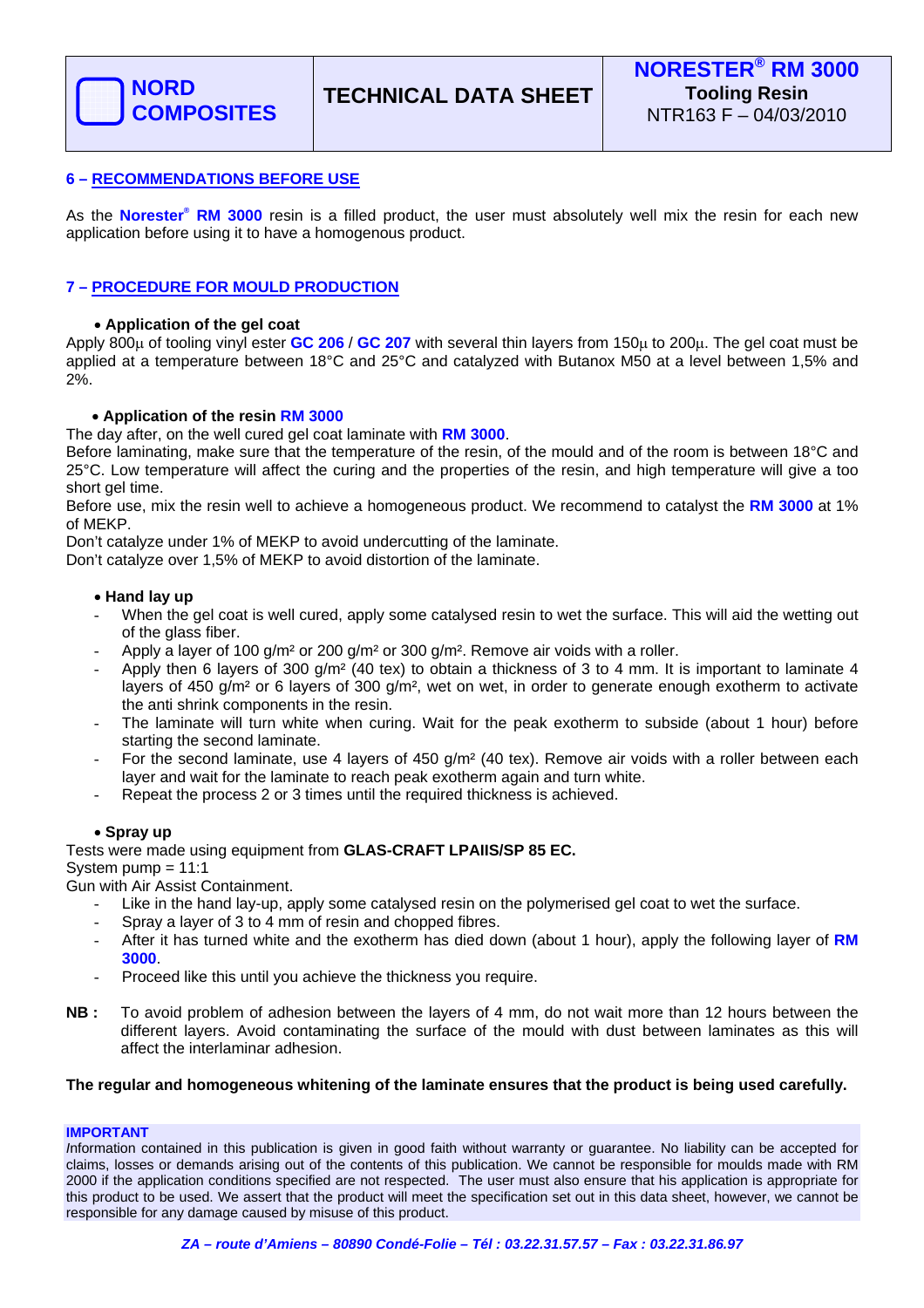## 6 – RECOMMENDATIONS BEFORE USE

As the **Norester® RM 3000** resin is a filled product, the user must absolutely well mix the resin for each new application before using it to have a homogenous product.

## 7 – PROCEDURE FOR MOULD PRODUCTION

- **Application of the gel coat**

Apply 800µ of tooling vinyl ester **GC 206** / **GC 207** with several thin layers from 150µ to 200µ. The gel coat must be applied at a temperature between 18°C and 25°C and catalyzed with Butanox M50 at a level between 1,5% and 2%.

- **Application of the resin RM 3000**

The day after, on the well cured gel coat laminate with **RM 3000**.
Before laminating, make sure that the temperature of the resin, of the mould and of the room is between 18°C and 25°C. Low temperature will affect the curing and the properties of the resin, and high temperature will give a too short gel time.
Before use, mix the resin well to achieve a homogeneous product. We recommend to catalyst the **RM 3000** at 1% of MEKP.
Don't catalyze under 1% of MEKP to avoid undercutting of the laminate.
Don't catalyze over 1,5% of MEKP to avoid distortion of the laminate.

- **Hand lay up**

- When the gel coat is well cured, apply some catalysed resin to wet the surface. This will aid the wetting out of the glass fiber.
- Apply a layer of 100 g/m² or 200 g/m² or 300 g/m². Remove air voids with a roller.
- Apply then 6 layers of 300 g/m² (40 tex) to obtain a thickness of 3 to 4 mm. It is important to laminate 4 layers of 450 g/m² or 6 layers of 300 g/m², wet on wet, in order to generate enough exotherm to activate the anti shrink components in the resin.
- The laminate will turn white when curing. Wait for the peak exotherm to subside (about 1 hour) before starting the second laminate.
- For the second laminate, use 4 layers of 450 g/m² (40 tex). Remove air voids with a roller between each layer and wait for the laminate to reach peak exotherm again and turn white.
- Repeat the process 2 or 3 times until the required thickness is achieved.

- **Spray up**

Tests were made using equipment from **GLAS-CRAFT LPAIIS/SP 85 EC.**
System pump = 11:1
Gun with Air Assist Containment.

- Like in the hand lay-up, apply some catalysed resin on the polymerised gel coat to wet the surface.
- Spray a layer of 3 to 4 mm of resin and chopped fibres.
- After it has turned white and the exotherm has died down (about 1 hour), apply the following layer of **RM 3000**.
- Proceed like this until you achieve the thickness you require.

**NB :** To avoid problem of adhesion between the layers of 4 mm, do not wait more than 12 hours between the different layers. Avoid contaminating the surface of the mould with dust between laminates as this will affect the interlaminar adhesion.

**The regular and homogeneous whitening of the laminate ensures that the product is being used carefully.**

**IMPORTANT**
Information contained in this publication is given in good faith without warranty or guarantee. No liability can be accepted for claims, losses or demands arising out of the contents of this publication. We cannot be responsible for moulds made with RM 2000 if the application conditions specified are not respected. The user must also ensure that his application is appropriate for this product to be used. We assert that the product will meet the specification set out in this data sheet, however, we cannot be responsible for any damage caused by misuse of this product.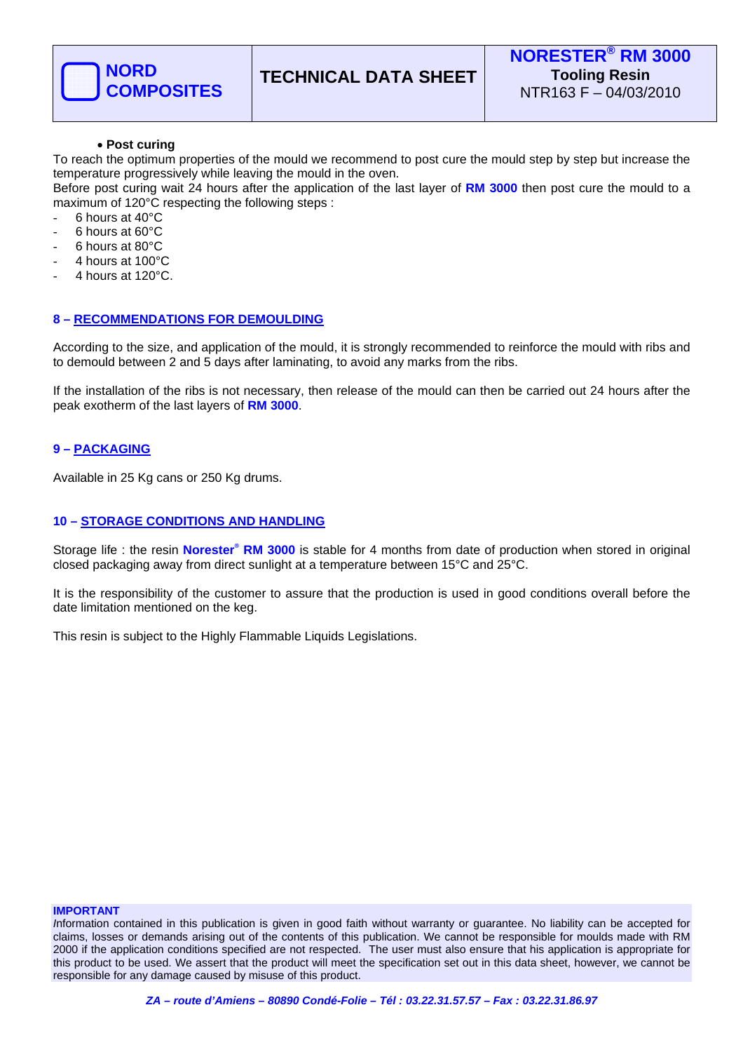- **Post curing**

To reach the optimum properties of the mould we recommend to post cure the mould step by step but increase the temperature progressively while leaving the mould in the oven.
Before post curing wait 24 hours after the application of the last layer of **RM 3000** then post cure the mould to a maximum of 120°C respecting the following steps :

- 6 hours at 40°C
- 6 hours at 60°C
- 6 hours at 80°C
- 4 hours at 100°C
- 4 hours at 120°C.

## 8 – RECOMMENDATIONS FOR DEMOULDING

According to the size, and application of the mould, it is strongly recommended to reinforce the mould with ribs and to demould between 2 and 5 days after laminating, to avoid any marks from the ribs.

If the installation of the ribs is not necessary, then release of the mould can then be carried out 24 hours after the peak exotherm of the last layers of **RM 3000**.

## 9 – PACKAGING

Available in 25 Kg cans or 250 Kg drums.

## 10 – STORAGE CONDITIONS AND HANDLING

Storage life : the resin **Norester® RM 3000** is stable for 4 months from date of production when stored in original closed packaging away from direct sunlight at a temperature between 15°C and 25°C.

It is the responsibility of the customer to assure that the production is used in good conditions overall before the date limitation mentioned on the keg.

This resin is subject to the Highly Flammable Liquids Legislations.

**IMPORTANT**
Information contained in this publication is given in good faith without warranty or guarantee. No liability can be accepted for claims, losses or demands arising out of the contents of this publication. We cannot be responsible for moulds made with RM 2000 if the application conditions specified are not respected. The user must also ensure that his application is appropriate for this product to be used. We assert that the product will meet the specification set out in this data sheet, however, we cannot be responsible for any damage caused by misuse of this product.